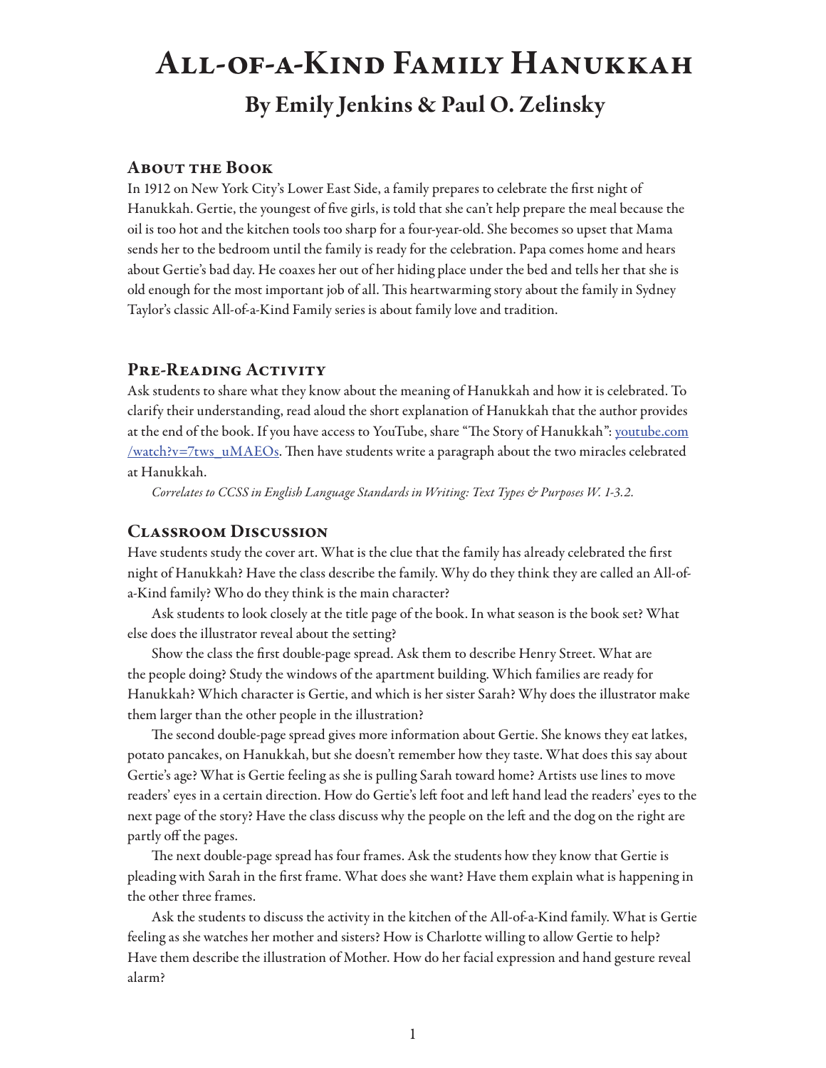# All-of-a-Kind Family Hanukkah

## By Emily Jenkins & Paul O. Zelinsky

### About the Book

In 1912 on New York City's Lower East Side, a family prepares to celebrate the first night of Hanukkah. Gertie, the youngest of five girls, is told that she can't help prepare the meal because the oil is too hot and the kitchen tools too sharp for a four-year-old. She becomes so upset that Mama sends her to the bedroom until the family is ready for the celebration. Papa comes home and hears about Gertie's bad day. He coaxes her out of her hiding place under the bed and tells her that she is old enough for the most important job of all. This heartwarming story about the family in Sydney Taylor's classic All-of-a-Kind Family series is about family love and tradition.

### Pre-Reading Activity

Ask students to share what they know about the meaning of Hanukkah and how it is celebrated. To clarify their understanding, read aloud the short explanation of Hanukkah that the author provides at the end of the book. If you have access to YouTube, share "The Story of Hanukkah": [youtube.com/watch?v=7tws_uMAEOs](https://youtube.com/watch?v=7tws_uMAEOs). Then have students write a paragraph about the two miracles celebrated at Hanukkah.

*Correlates to CCSS in English Language Standards in Writing: Text Types & Purposes W. 1-3.2.*

### Classroom Discussion

Have students study the cover art. What is the clue that the family has already celebrated the first night of Hanukkah? Have the class describe the family. Why do they think they are called an All-of-a-Kind family? Who do they think is the main character?

Ask students to look closely at the title page of the book. In what season is the book set? What else does the illustrator reveal about the setting?

Show the class the first double-page spread. Ask them to describe Henry Street. What are the people doing? Study the windows of the apartment building. Which families are ready for Hanukkah? Which character is Gertie, and which is her sister Sarah? Why does the illustrator make them larger than the other people in the illustration?

The second double-page spread gives more information about Gertie. She knows they eat latkes, potato pancakes, on Hanukkah, but she doesn't remember how they taste. What does this say about Gertie's age? What is Gertie feeling as she is pulling Sarah toward home? Artists use lines to move readers' eyes in a certain direction. How do Gertie's left foot and left hand lead the readers' eyes to the next page of the story? Have the class discuss why the people on the left and the dog on the right are partly off the pages.

The next double-page spread has four frames. Ask the students how they know that Gertie is pleading with Sarah in the first frame. What does she want? Have them explain what is happening in the other three frames.

Ask the students to discuss the activity in the kitchen of the All-of-a-Kind family. What is Gertie feeling as she watches her mother and sisters? How is Charlotte willing to allow Gertie to help? Have them describe the illustration of Mother. How do her facial expression and hand gesture reveal alarm?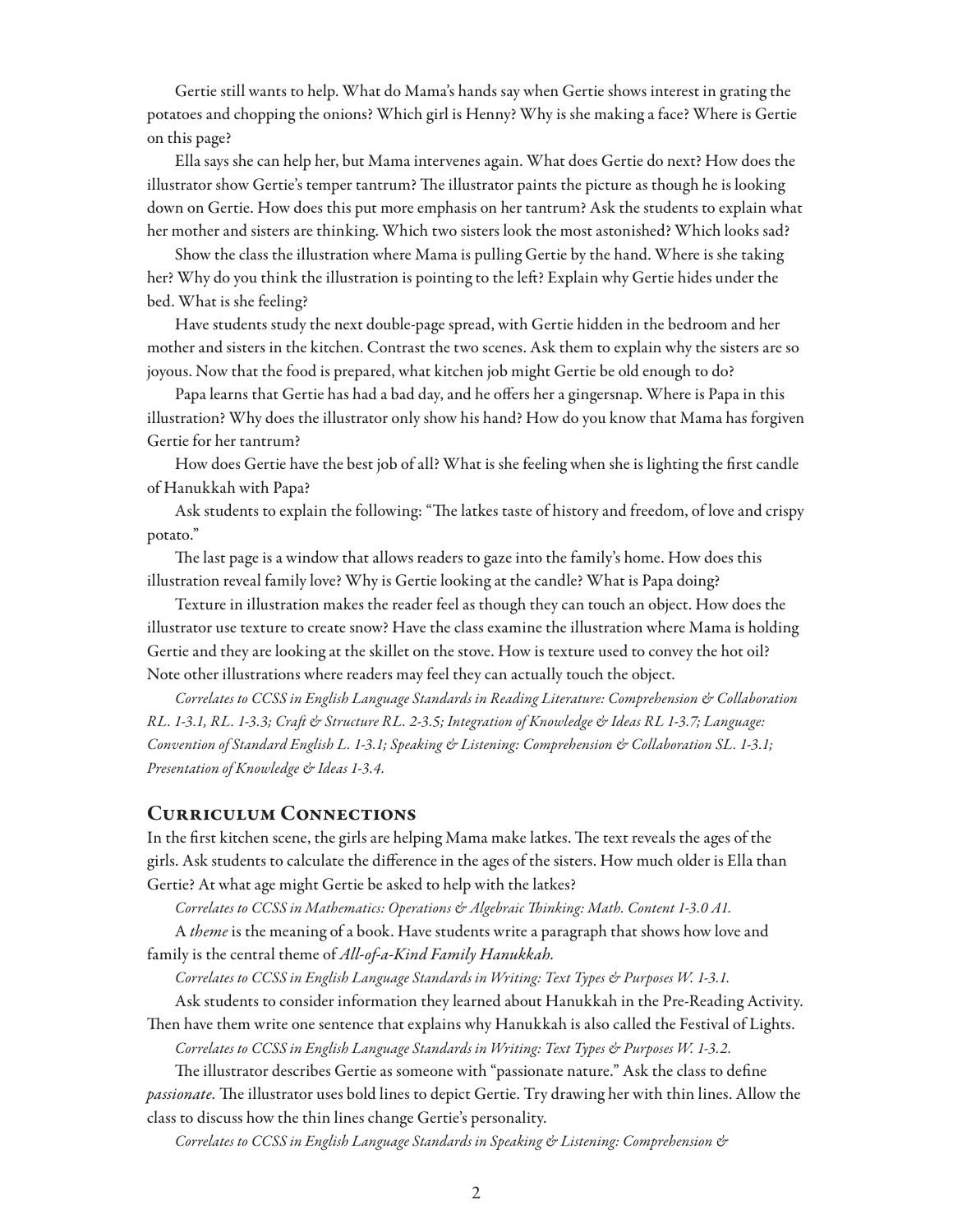Gertie still wants to help. What do Mama's hands say when Gertie shows interest in grating the potatoes and chopping the onions? Which girl is Henny? Why is she making a face? Where is Gertie on this page?

Ella says she can help her, but Mama intervenes again. What does Gertie do next? How does the illustrator show Gertie's temper tantrum? The illustrator paints the picture as though he is looking down on Gertie. How does this put more emphasis on her tantrum? Ask the students to explain what her mother and sisters are thinking. Which two sisters look the most astonished? Which looks sad?

Show the class the illustration where Mama is pulling Gertie by the hand. Where is she taking her? Why do you think the illustration is pointing to the left? Explain why Gertie hides under the bed. What is she feeling?

Have students study the next double-page spread, with Gertie hidden in the bedroom and her mother and sisters in the kitchen. Contrast the two scenes. Ask them to explain why the sisters are so joyous. Now that the food is prepared, what kitchen job might Gertie be old enough to do?

Papa learns that Gertie has had a bad day, and he offers her a gingersnap. Where is Papa in this illustration? Why does the illustrator only show his hand? How do you know that Mama has forgiven Gertie for her tantrum?

How does Gertie have the best job of all? What is she feeling when she is lighting the first candle of Hanukkah with Papa?

Ask students to explain the following: "The latkes taste of history and freedom, of love and crispy potato."

The last page is a window that allows readers to gaze into the family's home. How does this illustration reveal family love? Why is Gertie looking at the candle? What is Papa doing?

Texture in illustration makes the reader feel as though they can touch an object. How does the illustrator use texture to create snow? Have the class examine the illustration where Mama is holding Gertie and they are looking at the skillet on the stove. How is texture used to convey the hot oil? Note other illustrations where readers may feel they can actually touch the object.

*Correlates to CCSS in English Language Standards in Reading Literature: Comprehension & Collaboration RL. 1-3.1, RL. 1-3.3; Craft & Structure RL. 2-3.5; Integration of Knowledge & Ideas RL 1-3.7; Language: Convention of Standard English L. 1-3.1; Speaking & Listening: Comprehension & Collaboration SL. 1-3.1; Presentation of Knowledge & Ideas 1-3.4.*

## Curriculum Connections

In the first kitchen scene, the girls are helping Mama make latkes. The text reveals the ages of the girls. Ask students to calculate the difference in the ages of the sisters. How much older is Ella than Gertie? At what age might Gertie be asked to help with the latkes?

*Correlates to CCSS in Mathematics: Operations & Algebraic Thinking: Math. Content 1-3.0 A1.*

A *theme* is the meaning of a book. Have students write a paragraph that shows how love and family is the central theme of *All-of-a-Kind Family Hanukkah.*

*Correlates to CCSS in English Language Standards in Writing: Text Types & Purposes W. 1-3.1.*

Ask students to consider information they learned about Hanukkah in the Pre-Reading Activity. Then have them write one sentence that explains why Hanukkah is also called the Festival of Lights.

*Correlates to CCSS in English Language Standards in Writing: Text Types & Purposes W. 1-3.2.*

The illustrator describes Gertie as someone with "passionate nature." Ask the class to define *passionate.* The illustrator uses bold lines to depict Gertie. Try drawing her with thin lines. Allow the class to discuss how the thin lines change Gertie's personality.

*Correlates to CCSS in English Language Standards in Speaking & Listening: Comprehension &*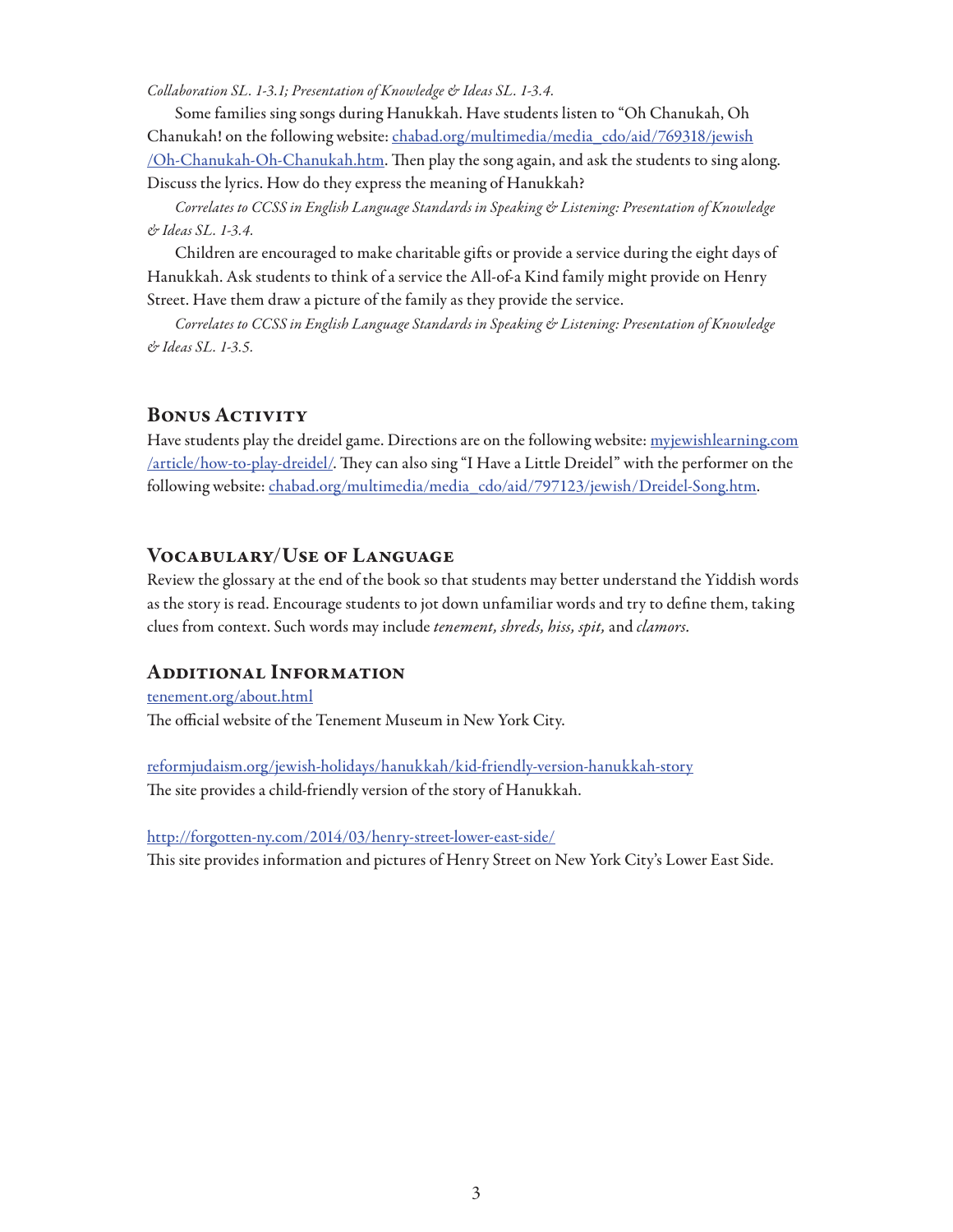*Collaboration SL. 1-3.1; Presentation of Knowledge & Ideas SL. 1-3.4.*

Some families sing songs during Hanukkah. Have students listen to "Oh Chanukah, Oh Chanukah! on the following website: [chabad.org/multimedia/media_cdo/aid/769318/jewish/Oh-Chanukah-Oh-Chanukah.htm](chabad.org/multimedia/media_cdo/aid/769318/jewish/Oh-Chanukah-Oh-Chanukah.htm). Then play the song again, and ask the students to sing along. Discuss the lyrics. How do they express the meaning of Hanukkah?

*Correlates to CCSS in English Language Standards in Speaking & Listening: Presentation of Knowledge & Ideas SL. 1-3.4.*

Children are encouraged to make charitable gifts or provide a service during the eight days of Hanukkah. Ask students to think of a service the All-of-a Kind family might provide on Henry Street. Have them draw a picture of the family as they provide the service.

*Correlates to CCSS in English Language Standards in Speaking & Listening: Presentation of Knowledge & Ideas SL. 1-3.5.*

## Bonus Activity

Have students play the dreidel game. Directions are on the following website: [myjewishlearning.com/article/how-to-play-dreidel/](myjewishlearning.com/article/how-to-play-dreidel/). They can also sing "I Have a Little Dreidel" with the performer on the following website: [chabad.org/multimedia/media_cdo/aid/797123/jewish/Dreidel-Song.htm](chabad.org/multimedia/media_cdo/aid/797123/jewish/Dreidel-Song.htm).

## Vocabulary/Use of Language

Review the glossary at the end of the book so that students may better understand the Yiddish words as the story is read. Encourage students to jot down unfamiliar words and try to define them, taking clues from context. Such words may include *tenement, shreds, hiss, spit,* and *clamors*.

## Additional Information

[tenement.org/about.html](tenement.org/about.html)
The official website of the Tenement Museum in New York City.

[reformjudaism.org/jewish-holidays/hanukkah/kid-friendly-version-hanukkah-story](reformjudaism.org/jewish-holidays/hanukkah/kid-friendly-version-hanukkah-story)
The site provides a child-friendly version of the story of Hanukkah.

[http://forgotten-ny.com/2014/03/henry-street-lower-east-side/](http://forgotten-ny.com/2014/03/henry-street-lower-east-side/)
This site provides information and pictures of Henry Street on New York City's Lower East Side.